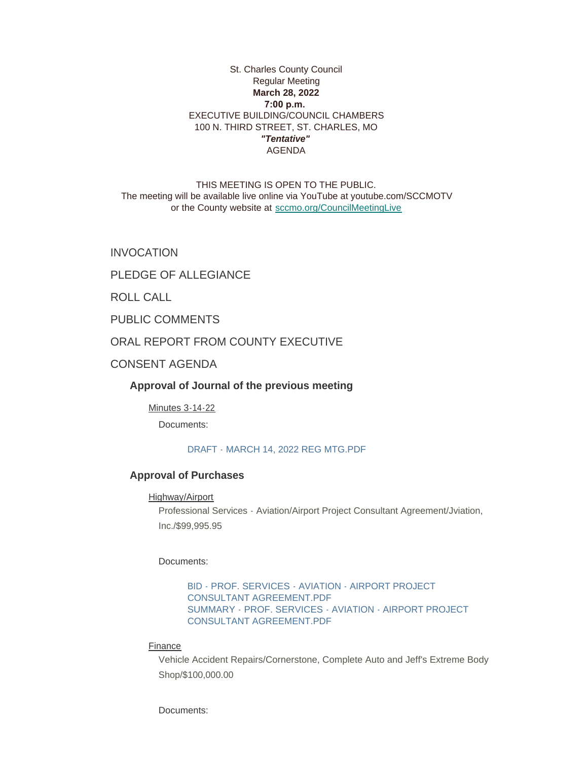St. Charles County Council
Regular Meeting
**March 28, 2022**
**7:00 p.m.**
EXECUTIVE BUILDING/COUNCIL CHAMBERS
100 N. THIRD STREET, ST. CHARLES, MO
***"Tentative"***
AGENDA

THIS MEETING IS OPEN TO THE PUBLIC.
The meeting will be available live online via YouTube at youtube.com/SCCMOTV
or the County website at sccmo.org/CouncilMeetingLive

## INVOCATION

## PLEDGE OF ALLEGIANCE

## ROLL CALL

## PUBLIC COMMENTS

## ORAL REPORT FROM COUNTY EXECUTIVE

## CONSENT AGENDA

### Approval of Journal of the previous meeting

Minutes 3-14-22

Documents:

DRAFT - MARCH 14, 2022 REG MTG.PDF

### Approval of Purchases

Highway/Airport

Professional Services - Aviation/Airport Project Consultant Agreement/Jviation, Inc./$99,995.95

Documents:

BID - PROF. SERVICES - AVIATION - AIRPORT PROJECT CONSULTANT AGREEMENT.PDF
SUMMARY - PROF. SERVICES - AVIATION - AIRPORT PROJECT CONSULTANT AGREEMENT.PDF

Finance

Vehicle Accident Repairs/Cornerstone, Complete Auto and Jeff's Extreme Body Shop/$100,000.00

Documents: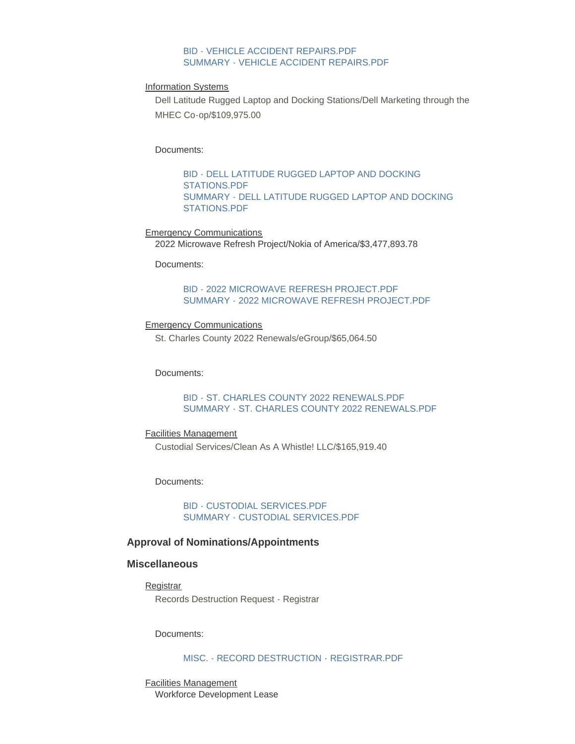BID - VEHICLE ACCIDENT REPAIRS.PDF
SUMMARY - VEHICLE ACCIDENT REPAIRS.PDF

Information Systems

Dell Latitude Rugged Laptop and Docking Stations/Dell Marketing through the MHEC Co-op/$109,975.00

Documents:

BID - DELL LATITUDE RUGGED LAPTOP AND DOCKING STATIONS.PDF
SUMMARY - DELL LATITUDE RUGGED LAPTOP AND DOCKING STATIONS.PDF

Emergency Communications

2022 Microwave Refresh Project/Nokia of America/$3,477,893.78

Documents:

BID - 2022 MICROWAVE REFRESH PROJECT.PDF
SUMMARY - 2022 MICROWAVE REFRESH PROJECT.PDF

Emergency Communications

St. Charles County 2022 Renewals/eGroup/$65,064.50

Documents:

BID - ST. CHARLES COUNTY 2022 RENEWALS.PDF
SUMMARY - ST. CHARLES COUNTY 2022 RENEWALS.PDF

Facilities Management

Custodial Services/Clean As A Whistle! LLC/$165,919.40

Documents:

BID - CUSTODIAL SERVICES.PDF
SUMMARY - CUSTODIAL SERVICES.PDF

## Approval of Nominations/Appointments

## Miscellaneous

Registrar

Records Destruction Request - Registrar

Documents:

MISC. - RECORD DESTRUCTION - REGISTRAR.PDF

Facilities Management

Workforce Development Lease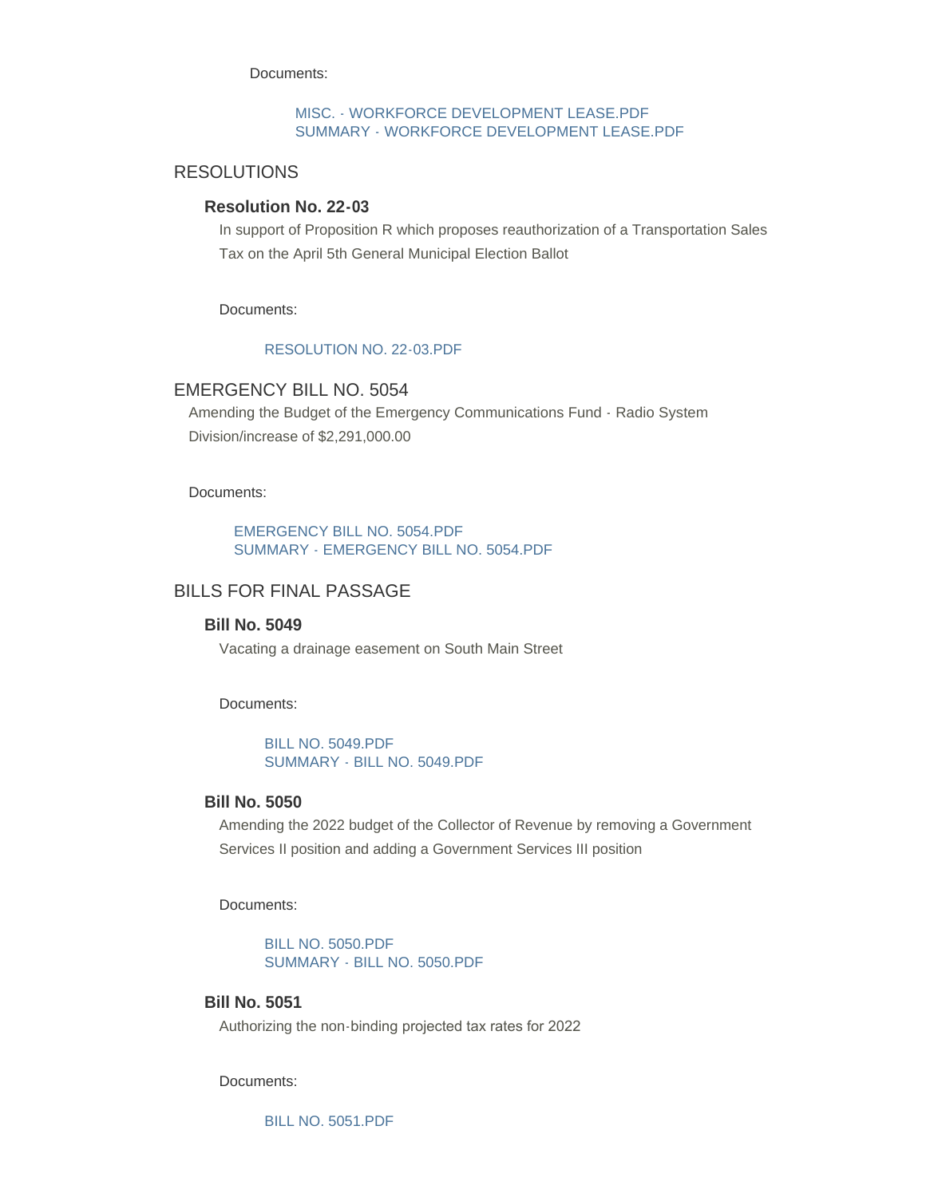Documents:

MISC. - WORKFORCE DEVELOPMENT LEASE.PDF
SUMMARY - WORKFORCE DEVELOPMENT LEASE.PDF

## RESOLUTIONS

### Resolution No. 22-03

In support of Proposition R which proposes reauthorization of a Transportation Sales Tax on the April 5th General Municipal Election Ballot

Documents:

RESOLUTION NO. 22-03.PDF

## EMERGENCY BILL NO. 5054

Amending the Budget of the Emergency Communications Fund - Radio System Division/increase of $2,291,000.00

Documents:

EMERGENCY BILL NO. 5054.PDF
SUMMARY - EMERGENCY BILL NO. 5054.PDF

## BILLS FOR FINAL PASSAGE

### Bill No. 5049

Vacating a drainage easement on South Main Street

Documents:

BILL NO. 5049.PDF
SUMMARY - BILL NO. 5049.PDF

### Bill No. 5050

Amending the 2022 budget of the Collector of Revenue by removing a Government Services II position and adding a Government Services III position

Documents:

BILL NO. 5050.PDF
SUMMARY - BILL NO. 5050.PDF

### Bill No. 5051

Authorizing the non-binding projected tax rates for 2022

Documents:

BILL NO. 5051.PDF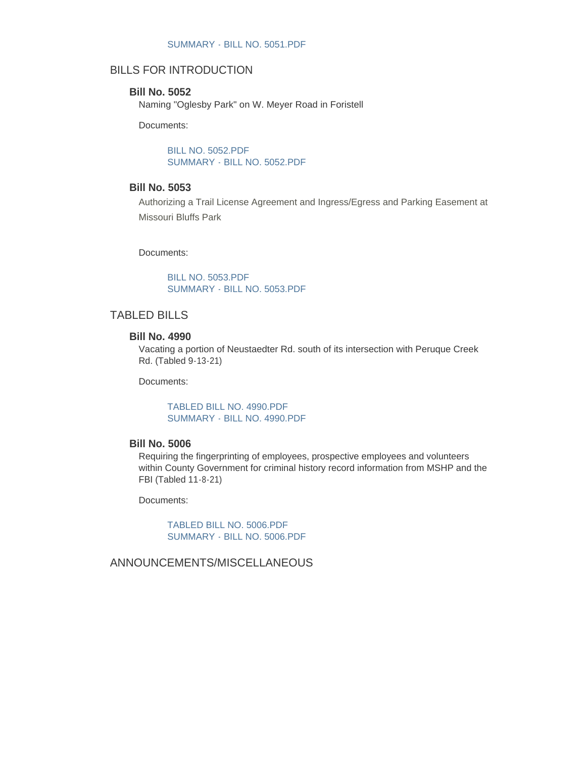SUMMARY - BILL NO. 5051.PDF

## BILLS FOR INTRODUCTION

### Bill No. 5052

Naming "Oglesby Park" on W. Meyer Road in Foristell

Documents:

BILL NO. 5052.PDF
SUMMARY - BILL NO. 5052.PDF

### Bill No. 5053

Authorizing a Trail License Agreement and Ingress/Egress and Parking Easement at Missouri Bluffs Park

Documents:

BILL NO. 5053.PDF
SUMMARY - BILL NO. 5053.PDF

## TABLED BILLS

### Bill No. 4990

Vacating a portion of Neustaedter Rd. south of its intersection with Peruque Creek Rd. (Tabled 9-13-21)

Documents:

TABLED BILL NO. 4990.PDF
SUMMARY - BILL NO. 4990.PDF

### Bill No. 5006

Requiring the fingerprinting of employees, prospective employees and volunteers within County Government for criminal history record information from MSHP and the FBI (Tabled 11-8-21)

Documents:

TABLED BILL NO. 5006.PDF
SUMMARY - BILL NO. 5006.PDF

## ANNOUNCEMENTS/MISCELLANEOUS